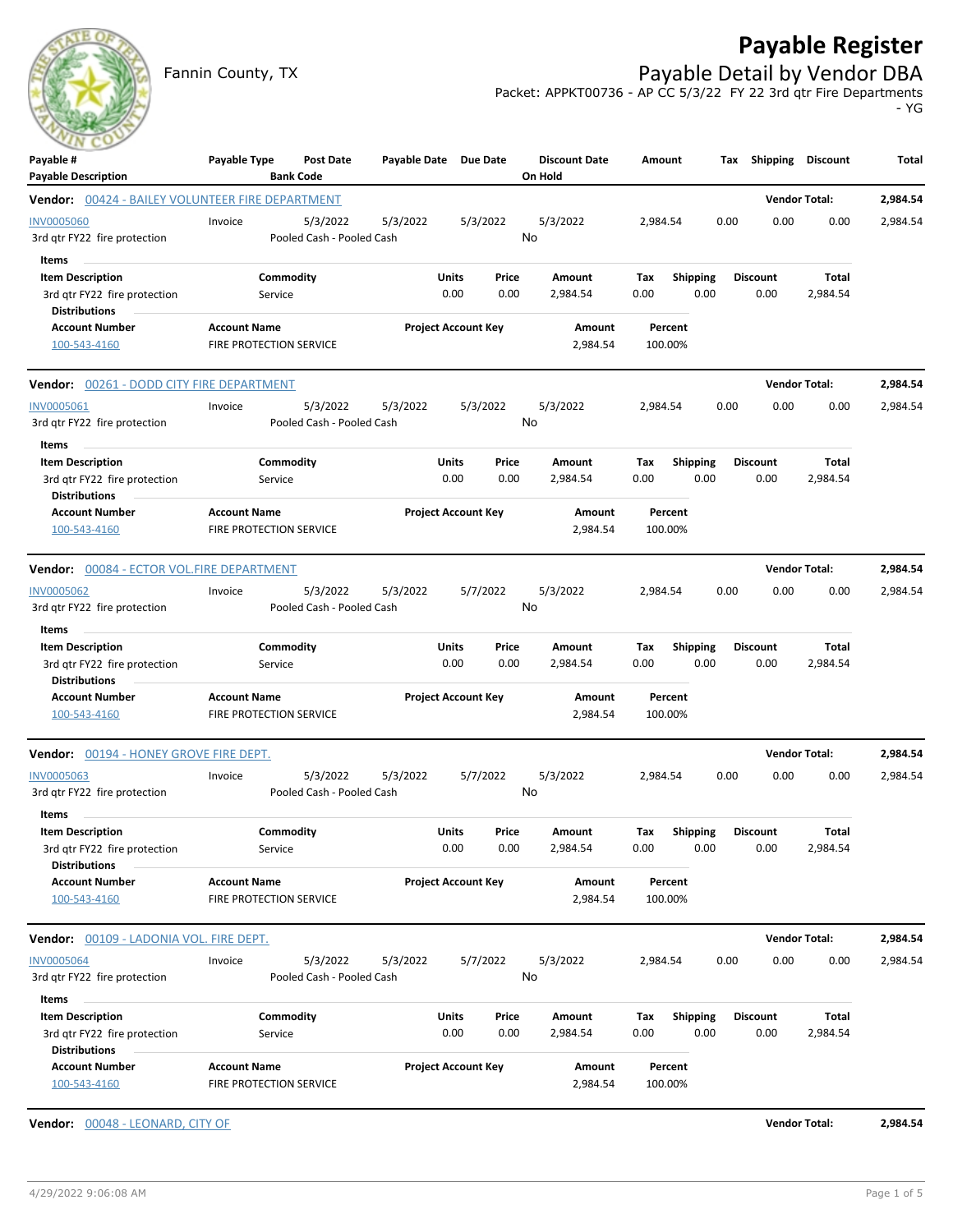# Payable Register

Fannin County, TX

## Payable Detail by Vendor DBA

Packet: APPKT00736 - AP CC 5/3/22 FY 22 3rd qtr Fire Departments - YG

| Payable # / Payable Description | Payable Type | Post Date / Bank Code | Payable Date | Due Date | Discount Date / On Hold | Amount | Tax | Shipping | Discount | Total |
|---|---|---|---|---|---|---|---|---|---|---|

**Vendor: 00424 - BAILEY VOLUNTEER FIRE DEPARTMENT** — Vendor Total: **2,984.54**

| Payable # | Payable Type | Post Date | Payable Date | Due Date | Discount Date | Amount | Tax | Shipping | Discount | Total |
|---|---|---|---|---|---|---|---|---|---|---|
| INV0005060 | Invoice | 5/3/2022 | 5/3/2022 | 5/3/2022 | 5/3/2022 | 2,984.54 | 0.00 | 0.00 | 0.00 | 2,984.54 |
| 3rd qtr FY22 fire protection | | Pooled Cash - Pooled Cash | | | No | | | | | |

Items

| Item Description | Commodity | Units | Price | Amount | Tax | Shipping | Discount | Total |
|---|---|---|---|---|---|---|---|---|
| 3rd qtr FY22 fire protection | Service | 0.00 | 0.00 | 2,984.54 | 0.00 | 0.00 | 0.00 | 2,984.54 |

Distributions

| Account Number | Account Name | Project Account Key | Amount | Percent |
|---|---|---|---|---|
| 100-543-4160 | FIRE PROTECTION SERVICE | | 2,984.54 | 100.00% |

**Vendor: 00261 - DODD CITY FIRE DEPARTMENT** — Vendor Total: **2,984.54**

| Payable # | Payable Type | Post Date | Payable Date | Due Date | Discount Date | Amount | Tax | Shipping | Discount | Total |
|---|---|---|---|---|---|---|---|---|---|---|
| INV0005061 | Invoice | 5/3/2022 | 5/3/2022 | 5/3/2022 | 5/3/2022 | 2,984.54 | 0.00 | 0.00 | 0.00 | 2,984.54 |
| 3rd qtr FY22 fire protection | | Pooled Cash - Pooled Cash | | | No | | | | | |

Items

| Item Description | Commodity | Units | Price | Amount | Tax | Shipping | Discount | Total |
|---|---|---|---|---|---|---|---|---|
| 3rd qtr FY22 fire protection | Service | 0.00 | 0.00 | 2,984.54 | 0.00 | 0.00 | 0.00 | 2,984.54 |

Distributions

| Account Number | Account Name | Project Account Key | Amount | Percent |
|---|---|---|---|---|
| 100-543-4160 | FIRE PROTECTION SERVICE | | 2,984.54 | 100.00% |

**Vendor: 00084 - ECTOR VOL.FIRE DEPARTMENT** — Vendor Total: **2,984.54**

| Payable # | Payable Type | Post Date | Payable Date | Due Date | Discount Date | Amount | Tax | Shipping | Discount | Total |
|---|---|---|---|---|---|---|---|---|---|---|
| INV0005062 | Invoice | 5/3/2022 | 5/3/2022 | 5/7/2022 | 5/3/2022 | 2,984.54 | 0.00 | 0.00 | 0.00 | 2,984.54 |
| 3rd qtr FY22 fire protection | | Pooled Cash - Pooled Cash | | | No | | | | | |

Items

| Item Description | Commodity | Units | Price | Amount | Tax | Shipping | Discount | Total |
|---|---|---|---|---|---|---|---|---|
| 3rd qtr FY22 fire protection | Service | 0.00 | 0.00 | 2,984.54 | 0.00 | 0.00 | 0.00 | 2,984.54 |

Distributions

| Account Number | Account Name | Project Account Key | Amount | Percent |
|---|---|---|---|---|
| 100-543-4160 | FIRE PROTECTION SERVICE | | 2,984.54 | 100.00% |

**Vendor: 00194 - HONEY GROVE FIRE DEPT.** — Vendor Total: **2,984.54**

| Payable # | Payable Type | Post Date | Payable Date | Due Date | Discount Date | Amount | Tax | Shipping | Discount | Total |
|---|---|---|---|---|---|---|---|---|---|---|
| INV0005063 | Invoice | 5/3/2022 | 5/3/2022 | 5/7/2022 | 5/3/2022 | 2,984.54 | 0.00 | 0.00 | 0.00 | 2,984.54 |
| 3rd qtr FY22 fire protection | | Pooled Cash - Pooled Cash | | | No | | | | | |

Items

| Item Description | Commodity | Units | Price | Amount | Tax | Shipping | Discount | Total |
|---|---|---|---|---|---|---|---|---|
| 3rd qtr FY22 fire protection | Service | 0.00 | 0.00 | 2,984.54 | 0.00 | 0.00 | 0.00 | 2,984.54 |

Distributions

| Account Number | Account Name | Project Account Key | Amount | Percent |
|---|---|---|---|---|
| 100-543-4160 | FIRE PROTECTION SERVICE | | 2,984.54 | 100.00% |

**Vendor: 00109 - LADONIA VOL. FIRE DEPT.** — Vendor Total: **2,984.54**

| Payable # | Payable Type | Post Date | Payable Date | Due Date | Discount Date | Amount | Tax | Shipping | Discount | Total |
|---|---|---|---|---|---|---|---|---|---|---|
| INV0005064 | Invoice | 5/3/2022 | 5/3/2022 | 5/7/2022 | 5/3/2022 | 2,984.54 | 0.00 | 0.00 | 0.00 | 2,984.54 |
| 3rd qtr FY22 fire protection | | Pooled Cash - Pooled Cash | | | No | | | | | |

Items

| Item Description | Commodity | Units | Price | Amount | Tax | Shipping | Discount | Total |
|---|---|---|---|---|---|---|---|---|
| 3rd qtr FY22 fire protection | Service | 0.00 | 0.00 | 2,984.54 | 0.00 | 0.00 | 0.00 | 2,984.54 |

Distributions

| Account Number | Account Name | Project Account Key | Amount | Percent |
|---|---|---|---|---|
| 100-543-4160 | FIRE PROTECTION SERVICE | | 2,984.54 | 100.00% |

**Vendor: 00048 - LEONARD, CITY OF** — Vendor Total: **2,984.54**

4/29/2022 9:06:08 AM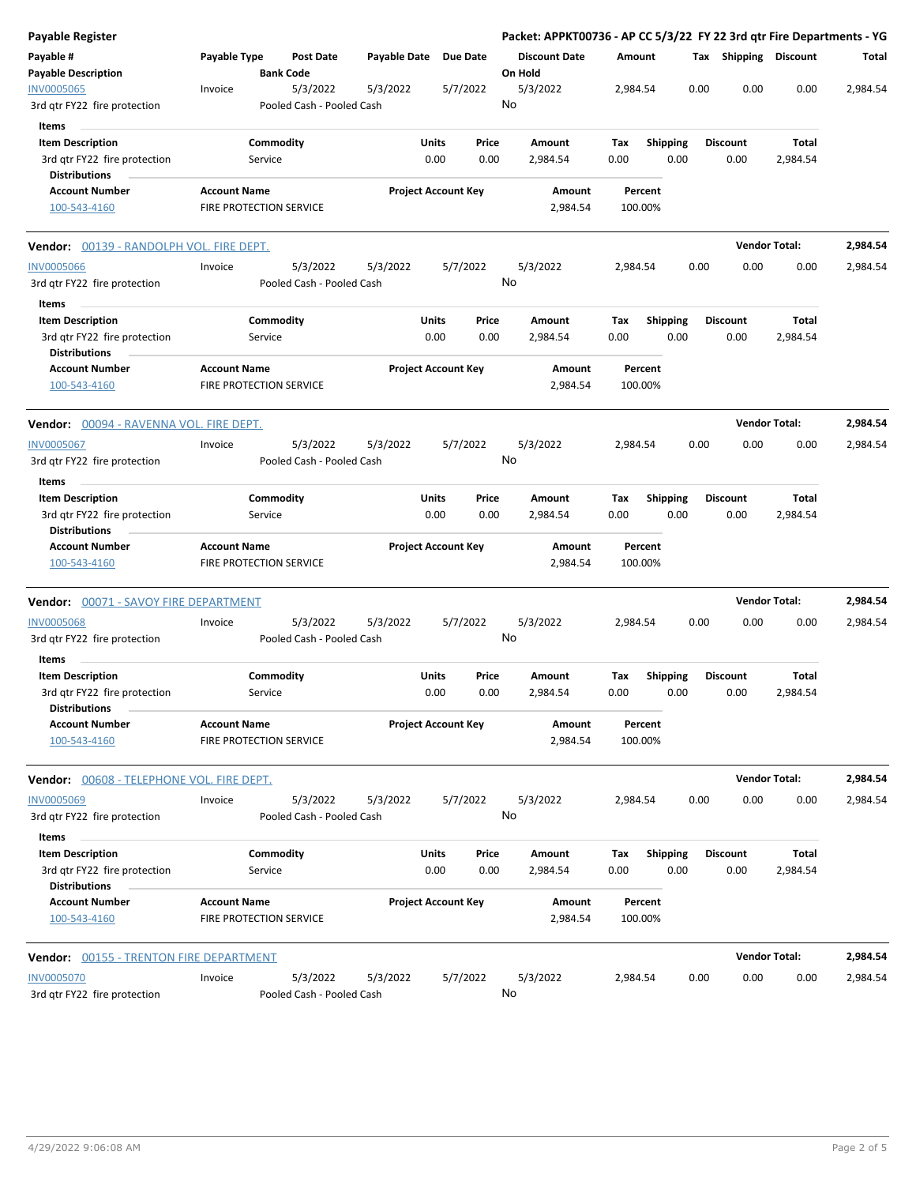**Payable Register** — **Packet: APPKT00736 - AP CC 5/3/22 FY 22 3rd qtr Fire Departments - YG**

| Payable # | Payable Type | Post Date | Payable Date | Due Date | Discount Date | Amount | Tax | Shipping | Discount | Total |
|---|---|---|---|---|---|---|---|---|---|---|
| Payable Description | | Bank Code | | | On Hold | | | | | |
| INV0005065 | Invoice | 5/3/2022 | 5/3/2022 | 5/7/2022 | 5/3/2022 | 2,984.54 | 0.00 | 0.00 | 0.00 | 2,984.54 |
| 3rd qtr FY22 fire protection | | Pooled Cash - Pooled Cash | | | No | | | | | |

**Items**

| Item Description | Commodity | Units | Price | Amount | Tax | Shipping | Discount | Total |
|---|---|---|---|---|---|---|---|---|
| 3rd qtr FY22 fire protection | Service | 0.00 | 0.00 | 2,984.54 | 0.00 | 0.00 | 0.00 | 2,984.54 |

**Distributions**

| Account Number | Account Name | Project Account Key | Amount | Percent |
|---|---|---|---|---|
| 100-543-4160 | FIRE PROTECTION SERVICE | | 2,984.54 | 100.00% |

**Vendor: 00139 - RANDOLPH VOL. FIRE DEPT.** — **Vendor Total: 2,984.54**

| Payable # | Payable Type | Post Date | Payable Date | Due Date | Discount Date | Amount | Tax | Shipping | Discount | Total |
|---|---|---|---|---|---|---|---|---|---|---|
| INV0005066 | Invoice | 5/3/2022 | 5/3/2022 | 5/7/2022 | 5/3/2022 | 2,984.54 | 0.00 | 0.00 | 0.00 | 2,984.54 |
| 3rd qtr FY22 fire protection | | Pooled Cash - Pooled Cash | | | No | | | | | |

**Items**

| Item Description | Commodity | Units | Price | Amount | Tax | Shipping | Discount | Total |
|---|---|---|---|---|---|---|---|---|
| 3rd qtr FY22 fire protection | Service | 0.00 | 0.00 | 2,984.54 | 0.00 | 0.00 | 0.00 | 2,984.54 |

**Distributions**

| Account Number | Account Name | Project Account Key | Amount | Percent |
|---|---|---|---|---|
| 100-543-4160 | FIRE PROTECTION SERVICE | | 2,984.54 | 100.00% |

**Vendor: 00094 - RAVENNA VOL. FIRE DEPT.** — **Vendor Total: 2,984.54**

| Payable # | Payable Type | Post Date | Payable Date | Due Date | Discount Date | Amount | Tax | Shipping | Discount | Total |
|---|---|---|---|---|---|---|---|---|---|---|
| INV0005067 | Invoice | 5/3/2022 | 5/3/2022 | 5/7/2022 | 5/3/2022 | 2,984.54 | 0.00 | 0.00 | 0.00 | 2,984.54 |
| 3rd qtr FY22 fire protection | | Pooled Cash - Pooled Cash | | | No | | | | | |

**Items**

| Item Description | Commodity | Units | Price | Amount | Tax | Shipping | Discount | Total |
|---|---|---|---|---|---|---|---|---|
| 3rd qtr FY22 fire protection | Service | 0.00 | 0.00 | 2,984.54 | 0.00 | 0.00 | 0.00 | 2,984.54 |

**Distributions**

| Account Number | Account Name | Project Account Key | Amount | Percent |
|---|---|---|---|---|
| 100-543-4160 | FIRE PROTECTION SERVICE | | 2,984.54 | 100.00% |

**Vendor: 00071 - SAVOY FIRE DEPARTMENT** — **Vendor Total: 2,984.54**

| Payable # | Payable Type | Post Date | Payable Date | Due Date | Discount Date | Amount | Tax | Shipping | Discount | Total |
|---|---|---|---|---|---|---|---|---|---|---|
| INV0005068 | Invoice | 5/3/2022 | 5/3/2022 | 5/7/2022 | 5/3/2022 | 2,984.54 | 0.00 | 0.00 | 0.00 | 2,984.54 |
| 3rd qtr FY22 fire protection | | Pooled Cash - Pooled Cash | | | No | | | | | |

**Items**

| Item Description | Commodity | Units | Price | Amount | Tax | Shipping | Discount | Total |
|---|---|---|---|---|---|---|---|---|
| 3rd qtr FY22 fire protection | Service | 0.00 | 0.00 | 2,984.54 | 0.00 | 0.00 | 0.00 | 2,984.54 |

**Distributions**

| Account Number | Account Name | Project Account Key | Amount | Percent |
|---|---|---|---|---|
| 100-543-4160 | FIRE PROTECTION SERVICE | | 2,984.54 | 100.00% |

**Vendor: 00608 - TELEPHONE VOL. FIRE DEPT.** — **Vendor Total: 2,984.54**

| Payable # | Payable Type | Post Date | Payable Date | Due Date | Discount Date | Amount | Tax | Shipping | Discount | Total |
|---|---|---|---|---|---|---|---|---|---|---|
| INV0005069 | Invoice | 5/3/2022 | 5/3/2022 | 5/7/2022 | 5/3/2022 | 2,984.54 | 0.00 | 0.00 | 0.00 | 2,984.54 |
| 3rd qtr FY22 fire protection | | Pooled Cash - Pooled Cash | | | No | | | | | |

**Items**

| Item Description | Commodity | Units | Price | Amount | Tax | Shipping | Discount | Total |
|---|---|---|---|---|---|---|---|---|
| 3rd qtr FY22 fire protection | Service | 0.00 | 0.00 | 2,984.54 | 0.00 | 0.00 | 0.00 | 2,984.54 |

**Distributions**

| Account Number | Account Name | Project Account Key | Amount | Percent |
|---|---|---|---|---|
| 100-543-4160 | FIRE PROTECTION SERVICE | | 2,984.54 | 100.00% |

**Vendor: 00155 - TRENTON FIRE DEPARTMENT** — **Vendor Total: 2,984.54**

| Payable # | Payable Type | Post Date | Payable Date | Due Date | Discount Date | Amount | Tax | Shipping | Discount | Total |
|---|---|---|---|---|---|---|---|---|---|---|
| INV0005070 | Invoice | 5/3/2022 | 5/3/2022 | 5/7/2022 | 5/3/2022 | 2,984.54 | 0.00 | 0.00 | 0.00 | 2,984.54 |
| 3rd qtr FY22 fire protection | | Pooled Cash - Pooled Cash | | | No | | | | | |

4/29/2022 9:06:08 AM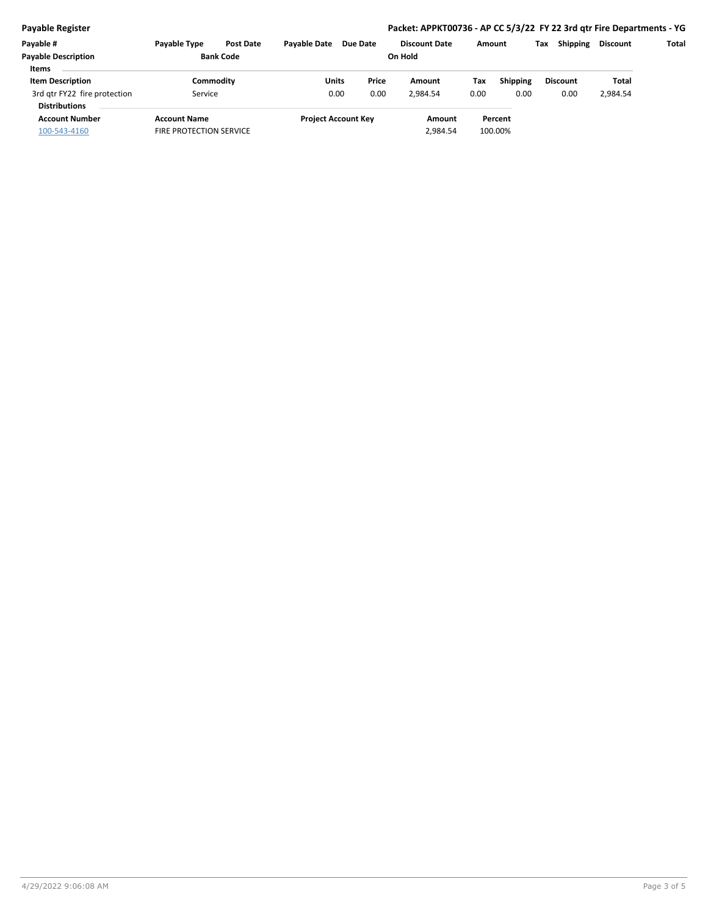**Payable Register**

**Packet: APPKT00736 - AP CC 5/3/22 FY 22 3rd qtr Fire Departments - YG**

| Payable # | Payable Type | Post Date | Payable Date | Due Date | Discount Date | Amount | Tax | Shipping | Discount | Total |
|---|---|---|---|---|---|---|---|---|---|---|
| **Payable Description** | | **Bank Code** | | | **On Hold** | | | | | |

**Items**

| Item Description | Commodity | Units | Price | Amount | Tax | Shipping | Discount | Total |
|---|---|---|---|---|---|---|---|---|
| 3rd qtr FY22 fire protection | Service | 0.00 | 0.00 | 2,984.54 | 0.00 | 0.00 | 0.00 | 2,984.54 |

**Distributions**

| Account Number | Account Name | Project Account Key | Amount | Percent |
|---|---|---|---|---|
| 100-543-4160 | FIRE PROTECTION SERVICE | | 2,984.54 | 100.00% |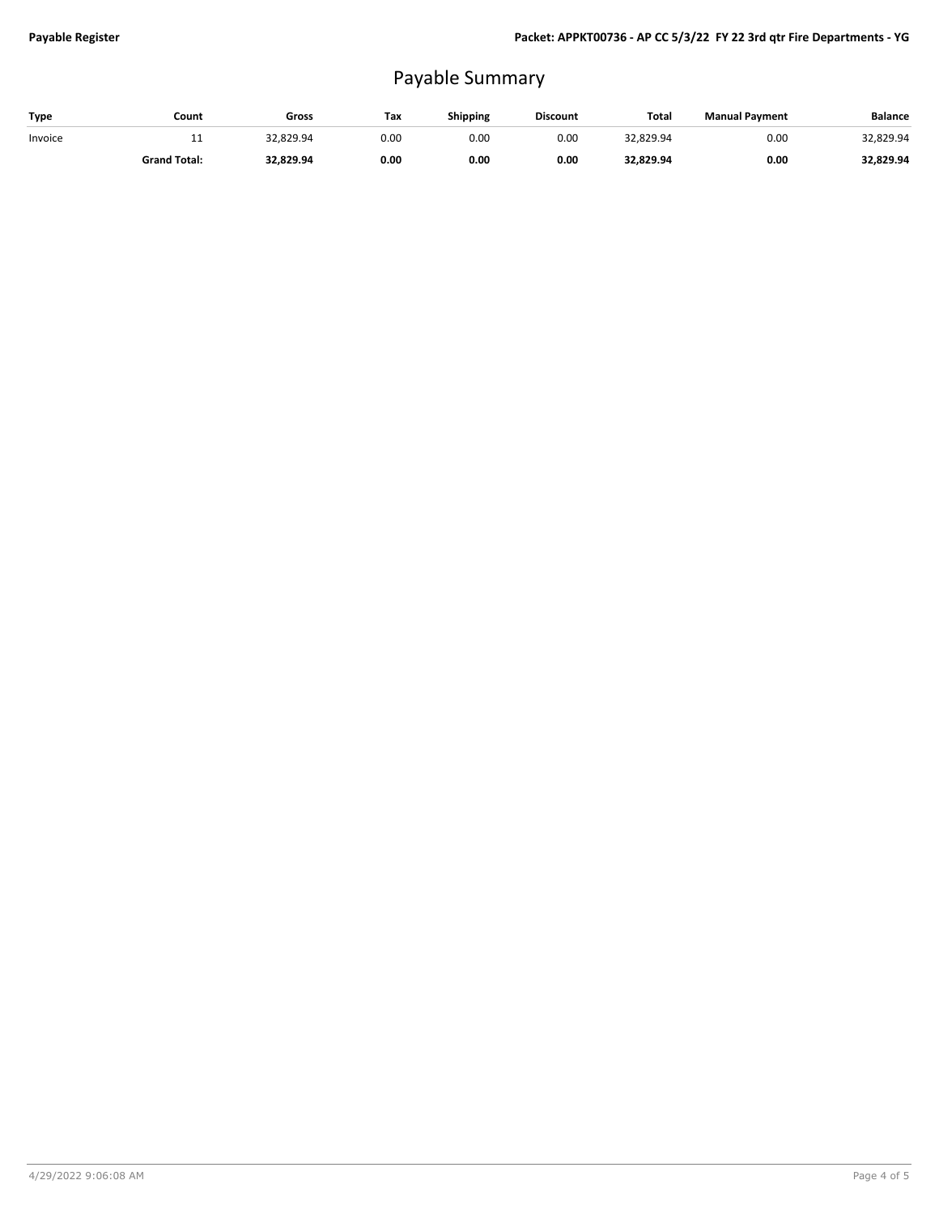# Payable Summary

| Type | Count | Gross | Tax | Shipping | Discount | Total | Manual Payment | Balance |
|---|---|---|---|---|---|---|---|---|
| Invoice | 11 | 32,829.94 | 0.00 | 0.00 | 0.00 | 32,829.94 | 0.00 | 32,829.94 |
| | **Grand Total:** | **32,829.94** | **0.00** | **0.00** | **0.00** | **32,829.94** | **0.00** | **32,829.94** |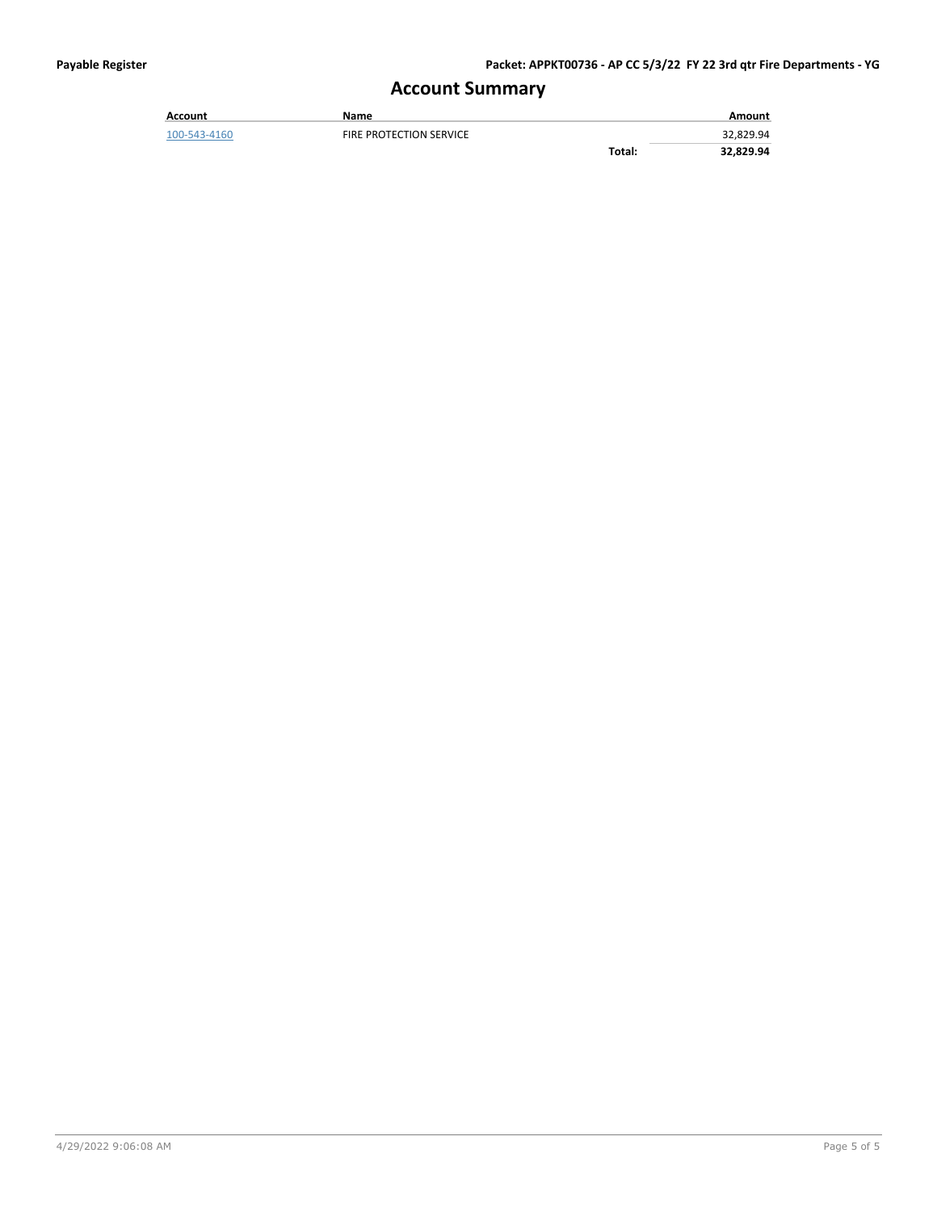# Account Summary

| Account | Name | | Amount |
| --- | --- | --- | --- |
| 100-543-4160 | FIRE PROTECTION SERVICE | | 32,829.94 |
| | | **Total:** | **32,829.94** |